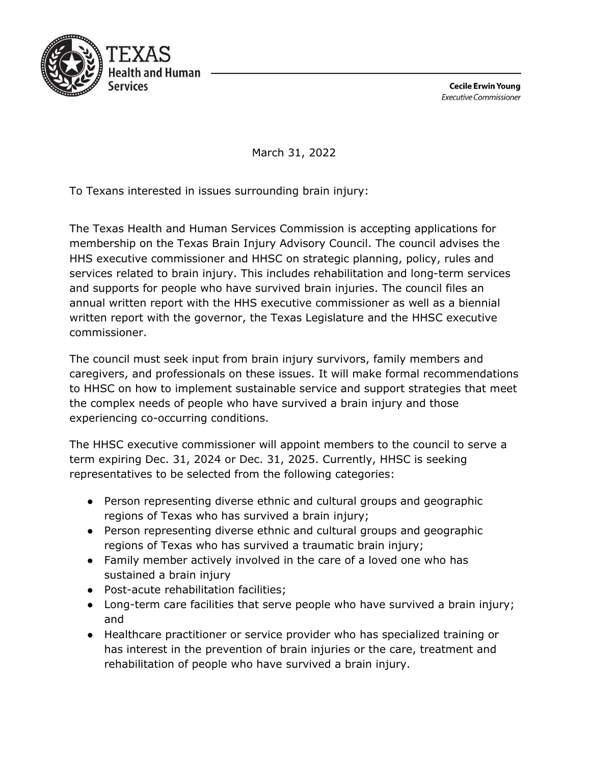TEXAS
Health and Human Services

**Cecile Erwin Young**
*Executive Commissioner*

March 31, 2022

To Texans interested in issues surrounding brain injury:

The Texas Health and Human Services Commission is accepting applications for membership on the Texas Brain Injury Advisory Council. The council advises the HHS executive commissioner and HHSC on strategic planning, policy, rules and services related to brain injury. This includes rehabilitation and long-term services and supports for people who have survived brain injuries. The council files an annual written report with the HHS executive commissioner as well as a biennial written report with the governor, the Texas Legislature and the HHSC executive commissioner.

The council must seek input from brain injury survivors, family members and caregivers, and professionals on these issues. It will make formal recommendations to HHSC on how to implement sustainable service and support strategies that meet the complex needs of people who have survived a brain injury and those experiencing co-occurring conditions.

The HHSC executive commissioner will appoint members to the council to serve a term expiring Dec. 31, 2024 or Dec. 31, 2025. Currently, HHSC is seeking representatives to be selected from the following categories:

- Person representing diverse ethnic and cultural groups and geographic regions of Texas who has survived a brain injury;
- Person representing diverse ethnic and cultural groups and geographic regions of Texas who has survived a traumatic brain injury;
- Family member actively involved in the care of a loved one who has sustained a brain injury
- Post-acute rehabilitation facilities;
- Long-term care facilities that serve people who have survived a brain injury; and
- Healthcare practitioner or service provider who has specialized training or has interest in the prevention of brain injuries or the care, treatment and rehabilitation of people who have survived a brain injury.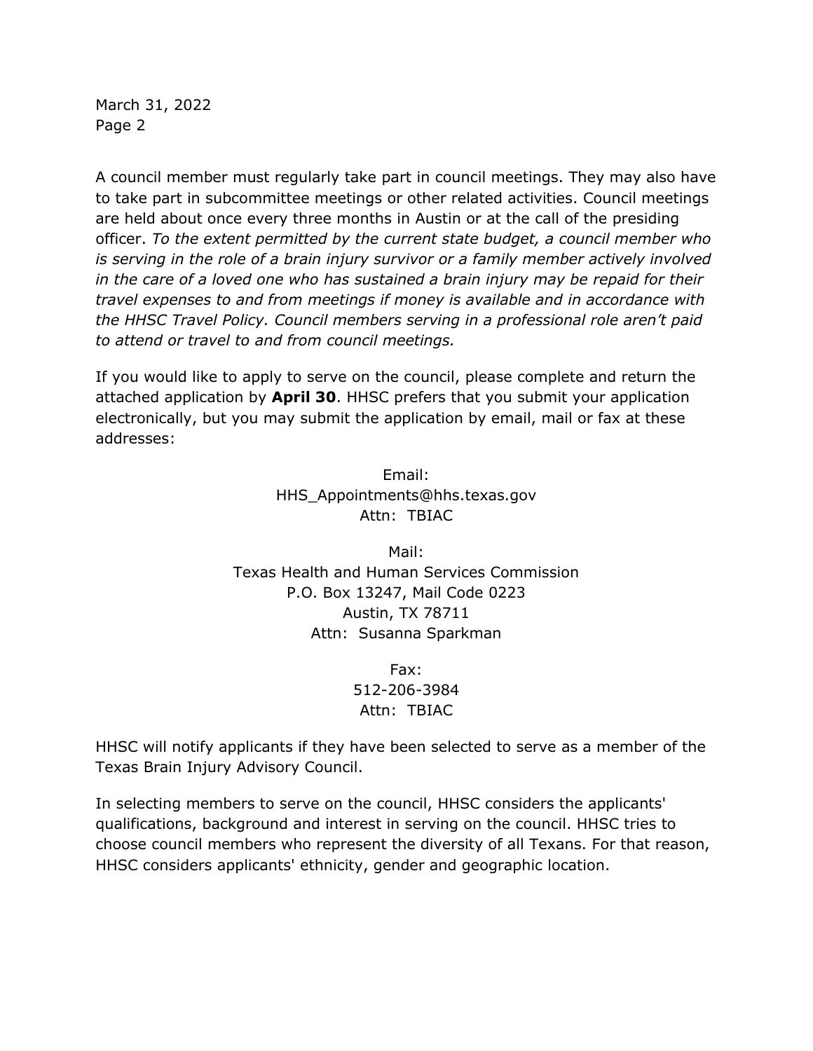A council member must regularly take part in council meetings. They may also have to take part in subcommittee meetings or other related activities. Council meetings are held about once every three months in Austin or at the call of the presiding officer. *To the extent permitted by the current state budget, a council member who is serving in the role of a brain injury survivor or a family member actively involved in the care of a loved one who has sustained a brain injury may be repaid for their travel expenses to and from meetings if money is available and in accordance with the HHSC Travel Policy. Council members serving in a professional role aren't paid to attend or travel to and from council meetings.*

If you would like to apply to serve on the council, please complete and return the attached application by **April 30**. HHSC prefers that you submit your application electronically, but you may submit the application by email, mail or fax at these addresses:

Email:
HHS_Appointments@hhs.texas.gov
Attn: TBIAC

Mail:
Texas Health and Human Services Commission
P.O. Box 13247, Mail Code 0223
Austin, TX 78711
Attn: Susanna Sparkman

Fax:
512-206-3984
Attn: TBIAC

HHSC will notify applicants if they have been selected to serve as a member of the Texas Brain Injury Advisory Council.

In selecting members to serve on the council, HHSC considers the applicants' qualifications, background and interest in serving on the council. HHSC tries to choose council members who represent the diversity of all Texans. For that reason, HHSC considers applicants' ethnicity, gender and geographic location.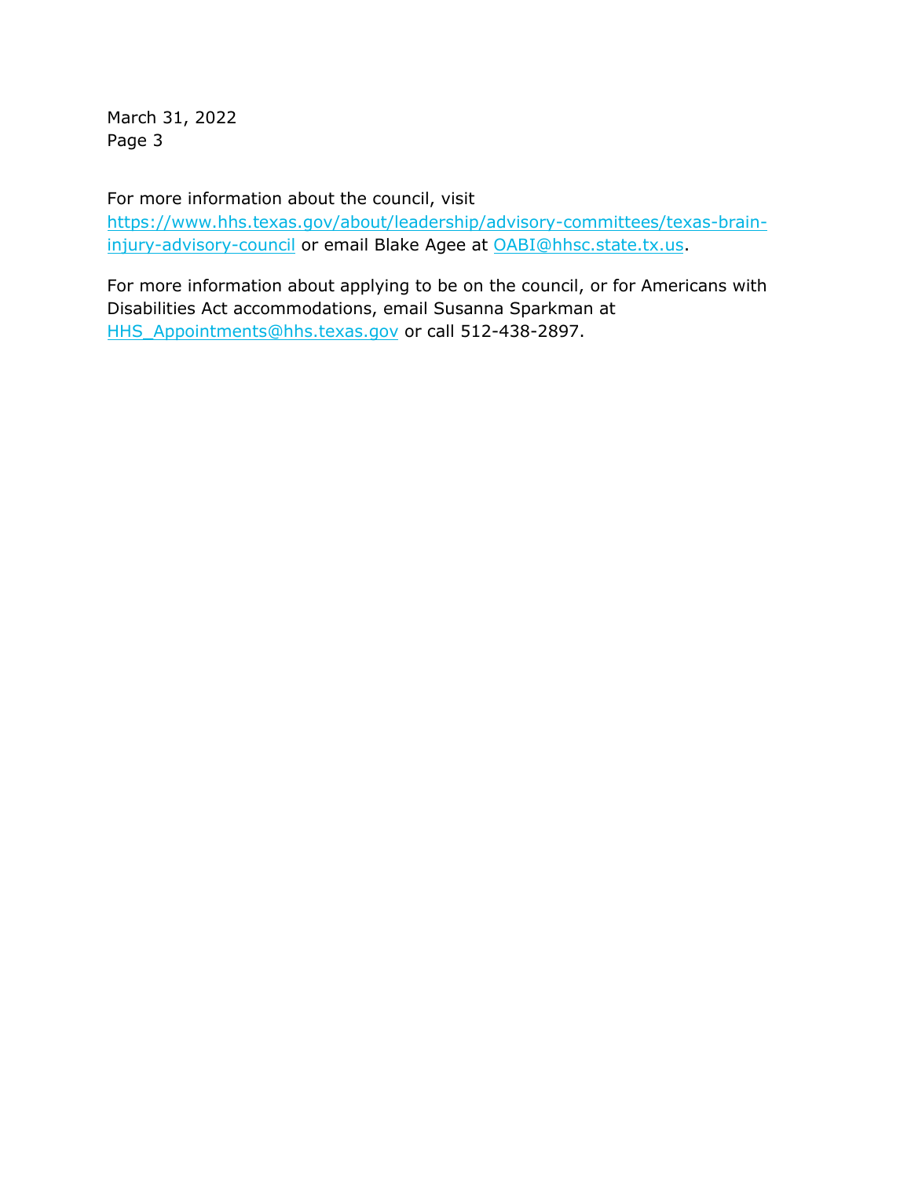For more information about the council, visit https://www.hhs.texas.gov/about/leadership/advisory-committees/texas-brain-injury-advisory-council or email Blake Agee at OABI@hhsc.state.tx.us.

For more information about applying to be on the council, or for Americans with Disabilities Act accommodations, email Susanna Sparkman at HHS_Appointments@hhs.texas.gov or call 512-438-2897.